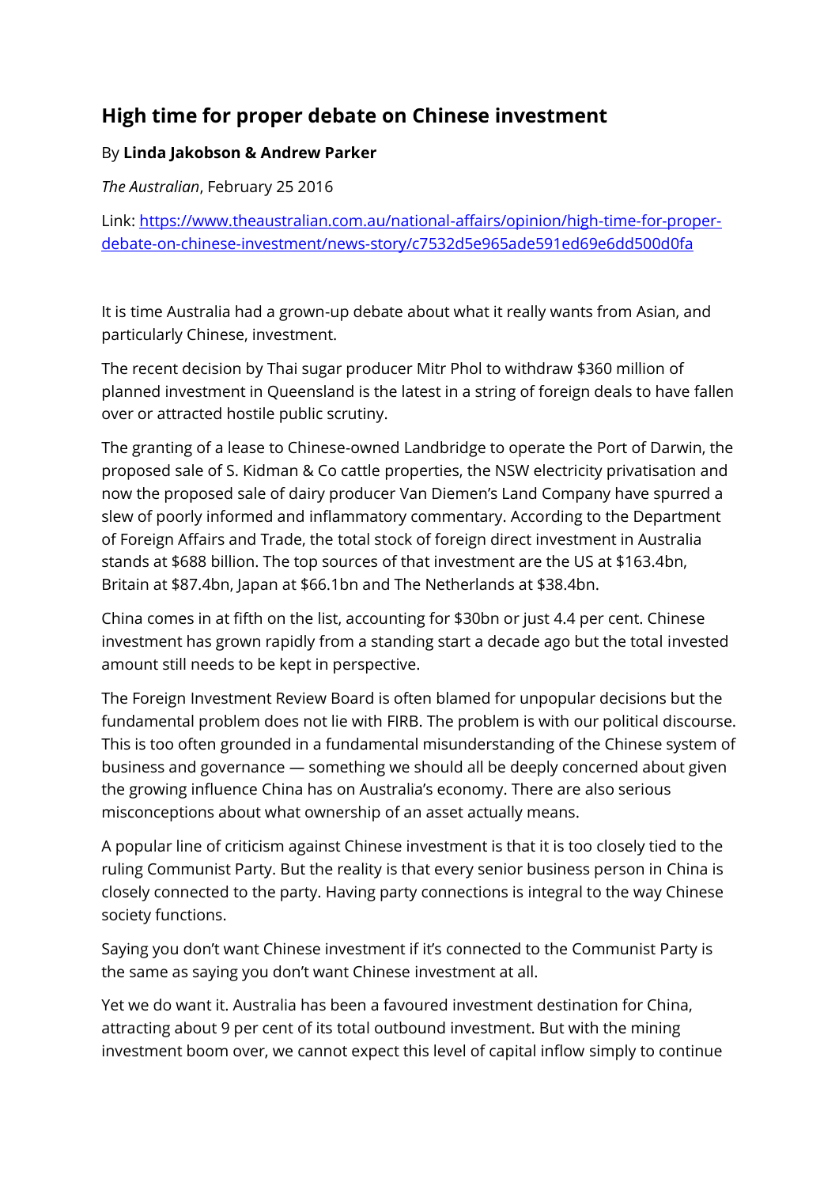# High time for proper debate on Chinese investment

By **Linda Jakobson & Andrew Parker**

*The Australian*, February 25 2016

Link: [https://www.theaustralian.com.au/national-affairs/opinion/high-time-for-proper-debate-on-chinese-investment/news-story/c7532d5e965ade591ed69e6dd500d0fa](https://www.theaustralian.com.au/national-affairs/opinion/high-time-for-proper-debate-on-chinese-investment/news-story/c7532d5e965ade591ed69e6dd500d0fa)

It is time Australia had a grown-up debate about what it really wants from Asian, and particularly Chinese, investment.

The recent decision by Thai sugar producer Mitr Phol to withdraw $360 million of planned investment in Queensland is the latest in a string of foreign deals to have fallen over or attracted hostile public scrutiny.

The granting of a lease to Chinese-owned Landbridge to operate the Port of Darwin, the proposed sale of S. Kidman & Co cattle properties, the NSW electricity privatisation and now the proposed sale of dairy producer Van Diemen's Land Company have spurred a slew of poorly informed and inflammatory commentary. According to the Department of Foreign Affairs and Trade, the total stock of foreign direct investment in Australia stands at $688 billion. The top sources of that investment are the US at $163.4bn, Britain at $87.4bn, Japan at $66.1bn and The Netherlands at $38.4bn.

China comes in at fifth on the list, accounting for $30bn or just 4.4 per cent. Chinese investment has grown rapidly from a standing start a decade ago but the total invested amount still needs to be kept in perspective.

The Foreign Investment Review Board is often blamed for unpopular decisions but the fundamental problem does not lie with FIRB. The problem is with our political discourse. This is too often grounded in a fundamental misunderstanding of the Chinese system of business and governance — something we should all be deeply concerned about given the growing influence China has on Australia's economy. There are also serious misconceptions about what ownership of an asset actually means.

A popular line of criticism against Chinese investment is that it is too closely tied to the ruling Communist Party. But the reality is that every senior business person in China is closely connected to the party. Having party connections is integral to the way Chinese society functions.

Saying you don't want Chinese investment if it's connected to the Communist Party is the same as saying you don't want Chinese investment at all.

Yet we do want it. Australia has been a favoured investment destination for China, attracting about 9 per cent of its total outbound investment. But with the mining investment boom over, we cannot expect this level of capital inflow simply to continue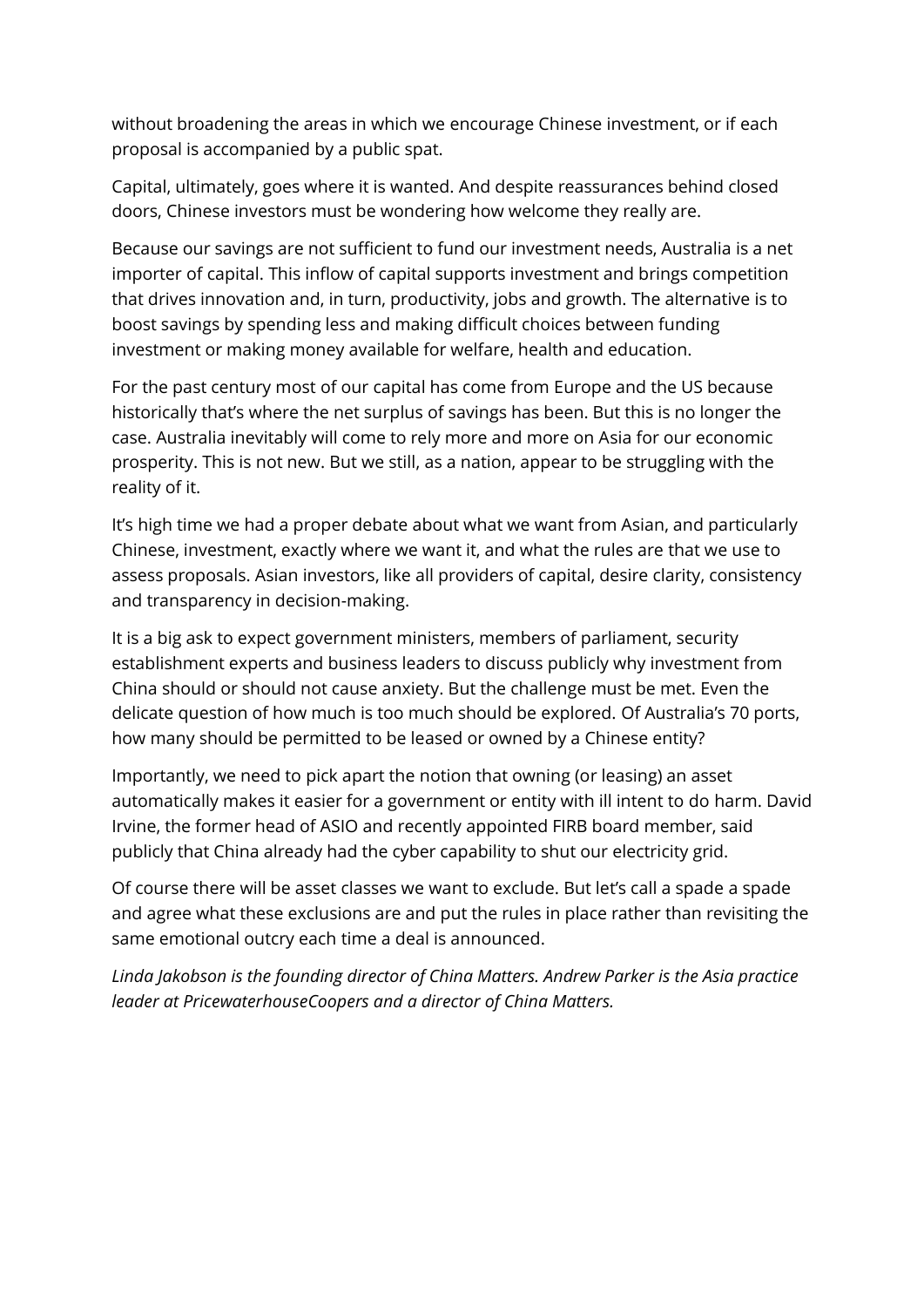without broadening the areas in which we encourage Chinese investment, or if each proposal is accompanied by a public spat.

Capital, ultimately, goes where it is wanted. And despite reassurances behind closed doors, Chinese investors must be wondering how welcome they really are.

Because our savings are not sufficient to fund our investment needs, Australia is a net importer of capital. This inflow of capital supports investment and brings competition that drives innovation and, in turn, productivity, jobs and growth. The alternative is to boost savings by spending less and making difficult choices between funding investment or making money available for welfare, health and education.

For the past century most of our capital has come from Europe and the US because historically that's where the net surplus of savings has been. But this is no longer the case. Australia inevitably will come to rely more and more on Asia for our economic prosperity. This is not new. But we still, as a nation, appear to be struggling with the reality of it.

It's high time we had a proper debate about what we want from Asian, and particularly Chinese, investment, exactly where we want it, and what the rules are that we use to assess proposals. Asian investors, like all providers of capital, desire clarity, consistency and transparency in decision-making.

It is a big ask to expect government ministers, members of parliament, security establishment experts and business leaders to discuss publicly why investment from China should or should not cause anxiety. But the challenge must be met. Even the delicate question of how much is too much should be explored. Of Australia's 70 ports, how many should be permitted to be leased or owned by a Chinese entity?

Importantly, we need to pick apart the notion that owning (or leasing) an asset automatically makes it easier for a government or entity with ill intent to do harm. David Irvine, the former head of ASIO and recently appointed FIRB board member, said publicly that China already had the cyber capability to shut our electricity grid.

Of course there will be asset classes we want to exclude. But let's call a spade a spade and agree what these exclusions are and put the rules in place rather than revisiting the same emotional outcry each time a deal is announced.

*Linda Jakobson is the founding director of China Matters. Andrew Parker is the Asia practice leader at PricewaterhouseCoopers and a director of China Matters.*